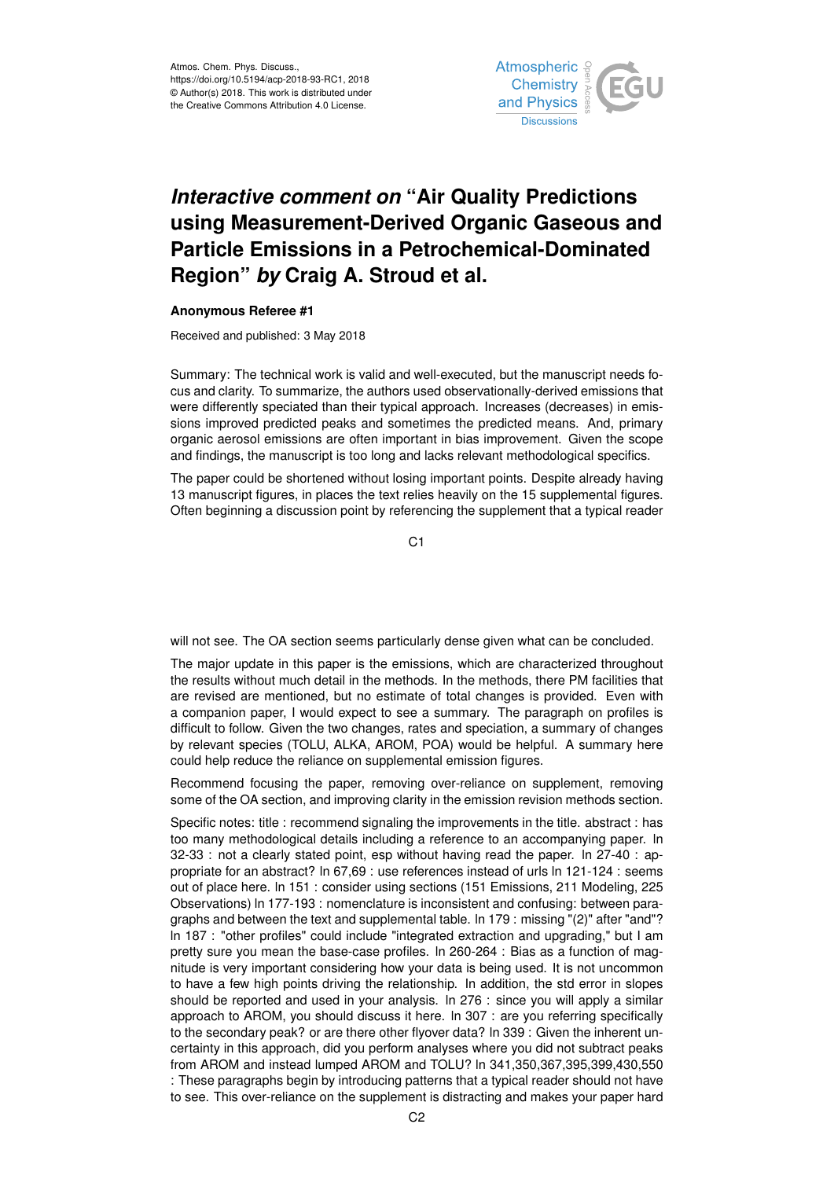Atmos. Chem. Phys. Discuss.,
https://doi.org/10.5194/acp-2018-93-RC1, 2018
© Author(s) 2018. This work is distributed under
the Creative Commons Attribution 4.0 License.

# *Interactive comment on* "Air Quality Predictions using Measurement-Derived Organic Gaseous and Particle Emissions in a Petrochemical-Dominated Region" *by* Craig A. Stroud et al.

**Anonymous Referee #1**

Received and published: 3 May 2018

Summary: The technical work is valid and well-executed, but the manuscript needs focus and clarity. To summarize, the authors used observationally-derived emissions that were differently speciated than their typical approach. Increases (decreases) in emissions improved predicted peaks and sometimes the predicted means. And, primary organic aerosol emissions are often important in bias improvement. Given the scope and findings, the manuscript is too long and lacks relevant methodological specifics.

The paper could be shortened without losing important points. Despite already having 13 manuscript figures, in places the text relies heavily on the 15 supplemental figures. Often beginning a discussion point by referencing the supplement that a typical reader will not see. The OA section seems particularly dense given what can be concluded.

The major update in this paper is the emissions, which are characterized throughout the results without much detail in the methods. In the methods, there PM facilities that are revised are mentioned, but no estimate of total changes is provided. Even with a companion paper, I would expect to see a summary. The paragraph on profiles is difficult to follow. Given the two changes, rates and speciation, a summary of changes by relevant species (TOLU, ALKA, AROM, POA) would be helpful. A summary here could help reduce the reliance on supplemental emission figures.

Recommend focusing the paper, removing over-reliance on supplement, removing some of the OA section, and improving clarity in the emission revision methods section.

Specific notes: title : recommend signaling the improvements in the title. abstract : has too many methodological details including a reference to an accompanying paper. ln 32-33 : not a clearly stated point, esp without having read the paper. ln 27-40 : appropriate for an abstract? ln 67,69 : use references instead of urls ln 121-124 : seems out of place here. ln 151 : consider using sections (151 Emissions, 211 Modeling, 225 Observations) ln 177-193 : nomenclature is inconsistent and confusing: between paragraphs and between the text and supplemental table. ln 179 : missing "(2)" after "and"? ln 187 : "other profiles" could include "integrated extraction and upgrading," but I am pretty sure you mean the base-case profiles. ln 260-264 : Bias as a function of magnitude is very important considering how your data is being used. It is not uncommon to have a few high points driving the relationship. In addition, the std error in slopes should be reported and used in your analysis. ln 276 : since you will apply a similar approach to AROM, you should discuss it here. ln 307 : are you referring specifically to the secondary peak? or are there other flyover data? ln 339 : Given the inherent uncertainty in this approach, did you perform analyses where you did not subtract peaks from AROM and instead lumped AROM and TOLU? ln 341,350,367,395,399,430,550 : These paragraphs begin by introducing patterns that a typical reader should not have to see. This over-reliance on the supplement is distracting and makes your paper hard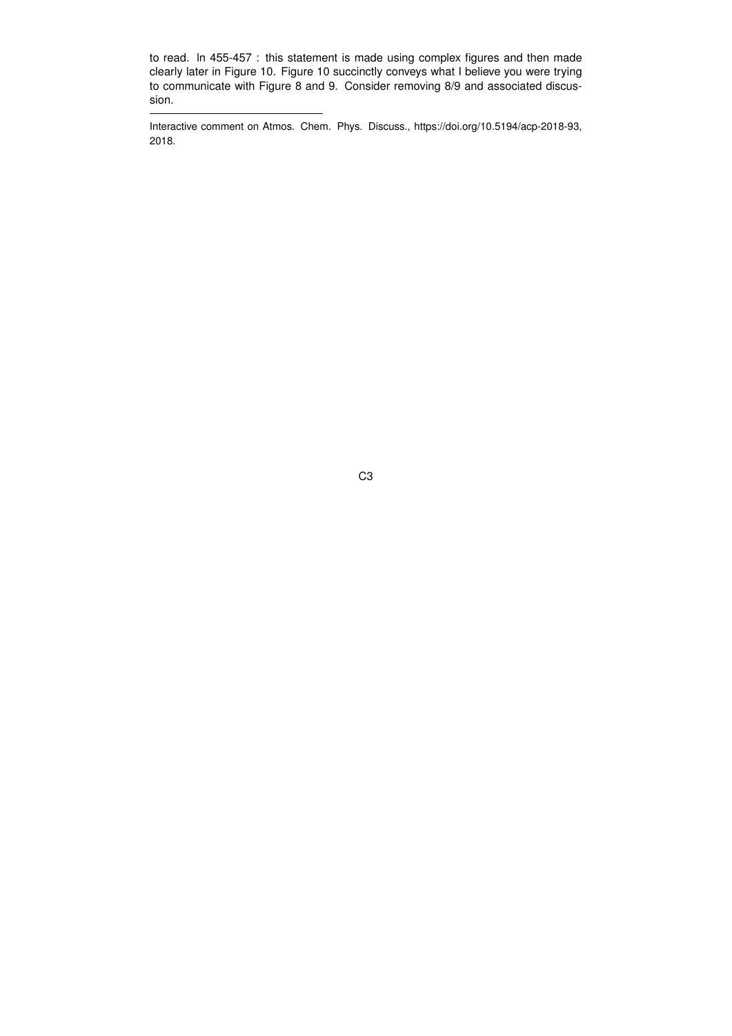to read. ln 455-457 : this statement is made using complex figures and then made clearly later in Figure 10. Figure 10 succinctly conveys what I believe you were trying to communicate with Figure 8 and 9. Consider removing 8/9 and associated discussion.

---

Interactive comment on Atmos. Chem. Phys. Discuss., https://doi.org/10.5194/acp-2018-93, 2018.